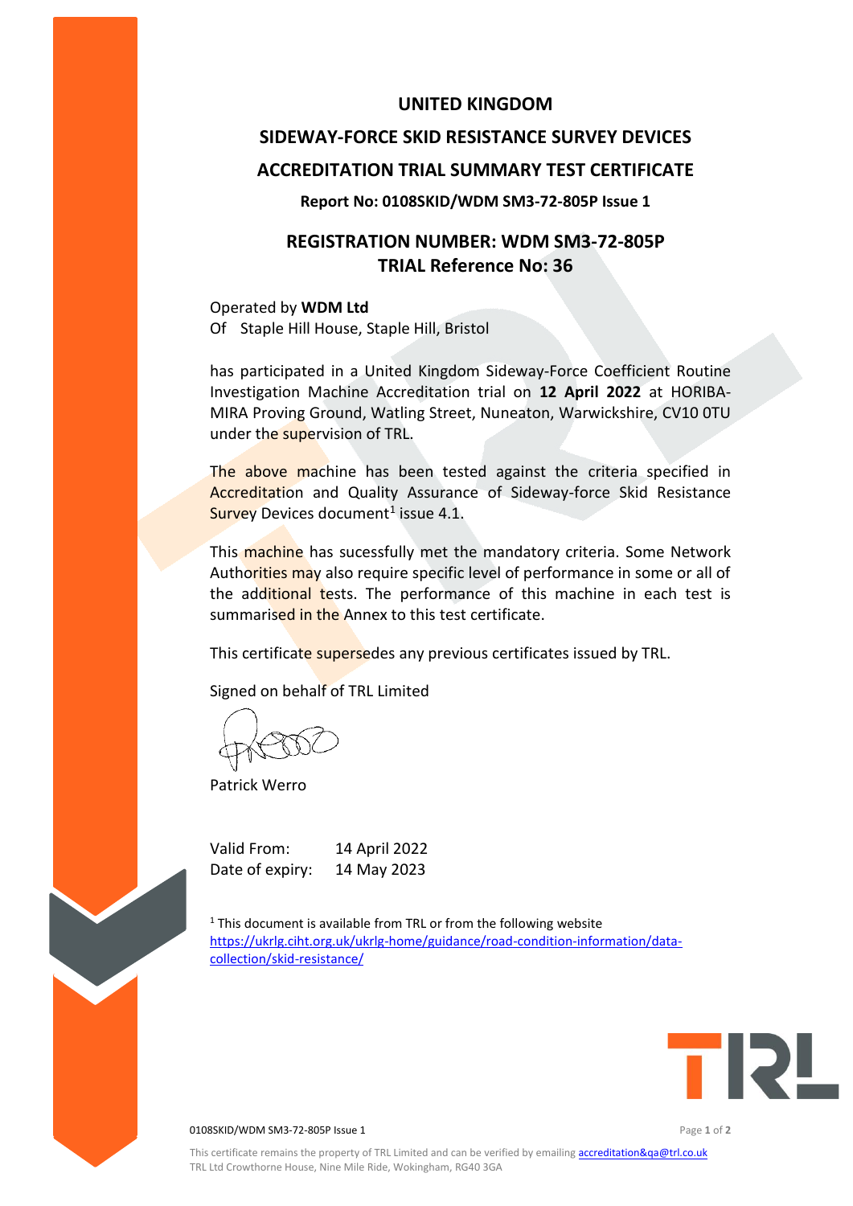# UNITED KINGDOM

# SIDEWAY-FORCE SKID RESISTANCE SURVEY DEVICES

# ACCREDITATION TRIAL SUMMARY TEST CERTIFICATE

**Report No: 0108SKID/WDM SM3-72-805P Issue 1**

## REGISTRATION NUMBER: WDM SM3-72-805P
## TRIAL Reference No: 36

Operated by **WDM Ltd**
Of Staple Hill House, Staple Hill, Bristol

has participated in a United Kingdom Sideway-Force Coefficient Routine Investigation Machine Accreditation trial on **12 April 2022** at HORIBA-MIRA Proving Ground, Watling Street, Nuneaton, Warwickshire, CV10 0TU under the supervision of TRL.

The above machine has been tested against the criteria specified in Accreditation and Quality Assurance of Sideway-force Skid Resistance Survey Devices document[1] issue 4.1.

This machine has sucessfully met the mandatory criteria. Some Network Authorities may also require specific level of performance in some or all of the additional tests. The performance of this machine in each test is summarised in the Annex to this test certificate.

This certificate supersedes any previous certificates issued by TRL.

Signed on behalf of TRL Limited

Patrick Werro

Valid From: 14 April 2022
Date of expiry: 14 May 2023

[1] This document is available from TRL or from the following website https://ukrlg.ciht.org.uk/ukrlg-home/guidance/road-condition-information/data-collection/skid-resistance/

0108SKID/WDM SM3-72-805P Issue 1

This certificate remains the property of TRL Limited and can be verified by emailing accreditation&qa@trl.co.uk
TRL Ltd Crowthorne House, Nine Mile Ride, Wokingham, RG40 3GA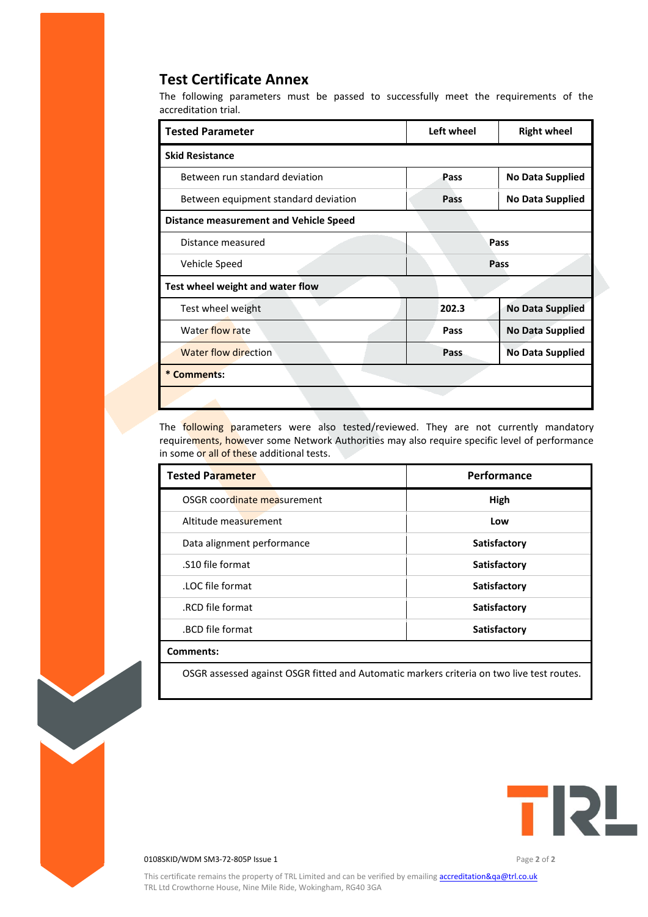## Test Certificate Annex

The following parameters must be passed to successfully meet the requirements of the accreditation trial.

| Tested Parameter | Left wheel | Right wheel |
|---|---|---|
| **Skid Resistance** | | |
| Between run standard deviation | **Pass** | **No Data Supplied** |
| Between equipment standard deviation | **Pass** | **No Data Supplied** |
| **Distance measurement and Vehicle Speed** | | |
| Distance measured | **Pass** | |
| Vehicle Speed | **Pass** | |
| **Test wheel weight and water flow** | | |
| Test wheel weight | **202.3** | **No Data Supplied** |
| Water flow rate | **Pass** | **No Data Supplied** |
| Water flow direction | **Pass** | **No Data Supplied** |
| *** Comments:** | | |

The following parameters were also tested/reviewed. They are not currently mandatory requirements, however some Network Authorities may also require specific level of performance in some or all of these additional tests.

| Tested Parameter | Performance |
|---|---|
| OSGR coordinate measurement | **High** |
| Altitude measurement | **Low** |
| Data alignment performance | **Satisfactory** |
| .S10 file format | **Satisfactory** |
| .LOC file format | **Satisfactory** |
| .RCD file format | **Satisfactory** |
| .BCD file format | **Satisfactory** |
| **Comments:** | |
| OSGR assessed against OSGR fitted and Automatic markers criteria on two live test routes. | |

0108SKID/WDM SM3-72-805P Issue 1

This certificate remains the property of TRL Limited and can be verified by emailing accreditation&qa@trl.co.uk
TRL Ltd Crowthorne House, Nine Mile Ride, Wokingham, RG40 3GA